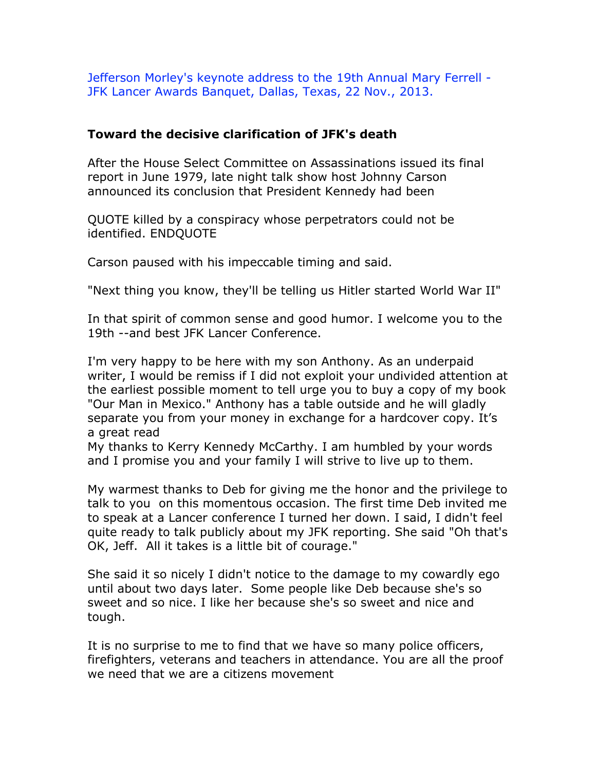Jefferson Morley's keynote address to the 19th Annual Mary Ferrell - JFK Lancer Awards Banquet, Dallas, Texas, 22 Nov., 2013.

## Toward the decisive clarification of JFK's death

After the House Select Committee on Assassinations issued its final report in June 1979, late night talk show host Johnny Carson announced its conclusion that President Kennedy had been

QUOTE killed by a conspiracy whose perpetrators could not be identified. ENDQUOTE

Carson paused with his impeccable timing and said.

"Next thing you know, they'll be telling us Hitler started World War II"

In that spirit of common sense and good humor. I welcome you to the 19th --and best JFK Lancer Conference.

I'm very happy to be here with my son Anthony. As an underpaid writer, I would be remiss if I did not exploit your undivided attention at the earliest possible moment to tell urge you to buy a copy of my book "Our Man in Mexico." Anthony has a table outside and he will gladly separate you from your money in exchange for a hardcover copy. It's a great read
My thanks to Kerry Kennedy McCarthy. I am humbled by your words and I promise you and your family I will strive to live up to them.

My warmest thanks to Deb for giving me the honor and the privilege to talk to you on this momentous occasion. The first time Deb invited me to speak at a Lancer conference I turned her down. I said, I didn't feel quite ready to talk publicly about my JFK reporting. She said "Oh that's OK, Jeff. All it takes is a little bit of courage."

She said it so nicely I didn't notice to the damage to my cowardly ego until about two days later. Some people like Deb because she's so sweet and so nice. I like her because she's so sweet and nice and tough.

It is no surprise to me to find that we have so many police officers, firefighters, veterans and teachers in attendance. You are all the proof we need that we are a citizens movement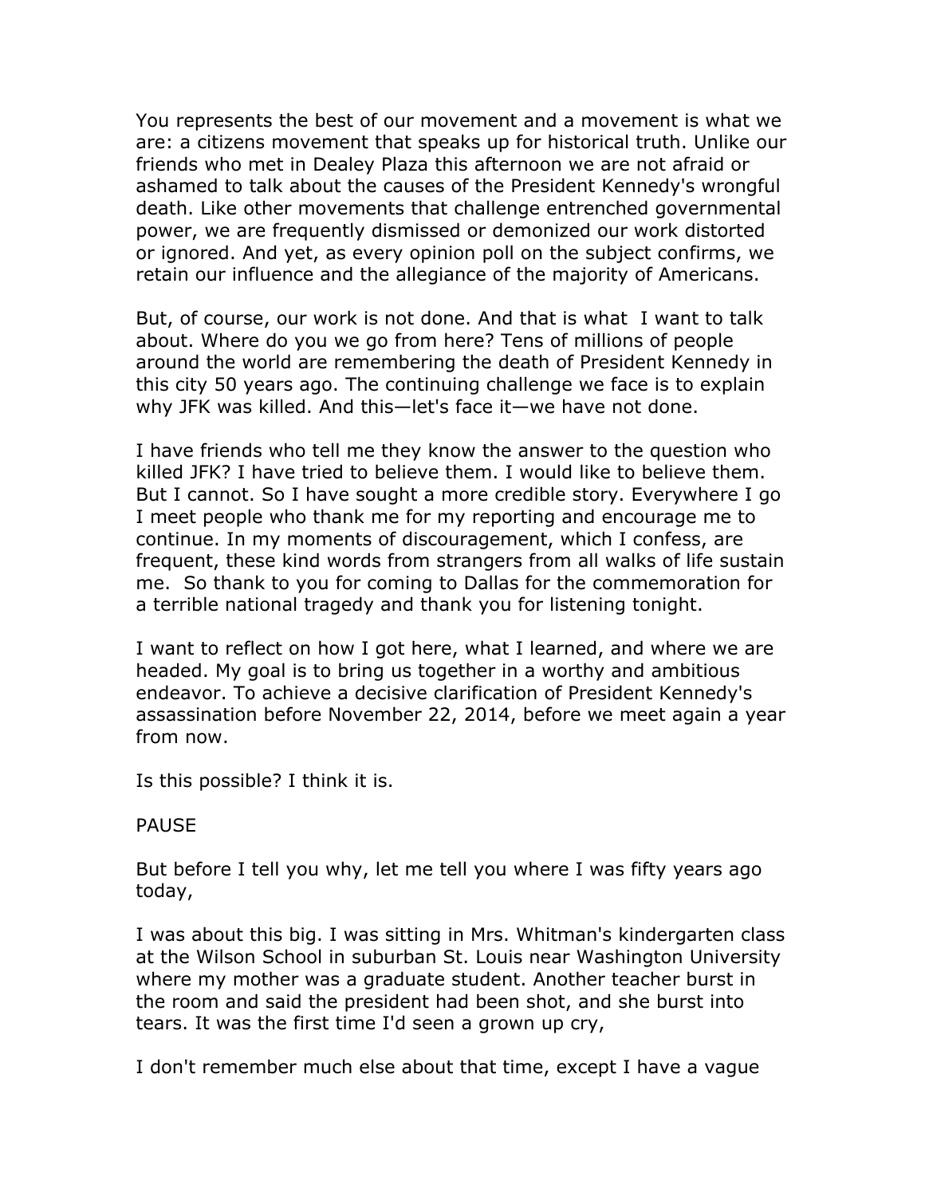You represents the best of our movement and a movement is what we are: a citizens movement that speaks up for historical truth. Unlike our friends who met in Dealey Plaza this afternoon we are not afraid or ashamed to talk about the causes of the President Kennedy's wrongful death. Like other movements that challenge entrenched governmental power, we are frequently dismissed or demonized our work distorted or ignored. And yet, as every opinion poll on the subject confirms, we retain our influence and the allegiance of the majority of Americans.

But, of course, our work is not done. And that is what I want to talk about. Where do you we go from here? Tens of millions of people around the world are remembering the death of President Kennedy in this city 50 years ago. The continuing challenge we face is to explain why JFK was killed. And this—let's face it—we have not done.

I have friends who tell me they know the answer to the question who killed JFK? I have tried to believe them. I would like to believe them. But I cannot. So I have sought a more credible story. Everywhere I go I meet people who thank me for my reporting and encourage me to continue. In my moments of discouragement, which I confess, are frequent, these kind words from strangers from all walks of life sustain me. So thank to you for coming to Dallas for the commemoration for a terrible national tragedy and thank you for listening tonight.

I want to reflect on how I got here, what I learned, and where we are headed. My goal is to bring us together in a worthy and ambitious endeavor. To achieve a decisive clarification of President Kennedy's assassination before November 22, 2014, before we meet again a year from now.

Is this possible? I think it is.

PAUSE

But before I tell you why, let me tell you where I was fifty years ago today,

I was about this big. I was sitting in Mrs. Whitman's kindergarten class at the Wilson School in suburban St. Louis near Washington University where my mother was a graduate student. Another teacher burst in the room and said the president had been shot, and she burst into tears. It was the first time I'd seen a grown up cry,

I don't remember much else about that time, except I have a vague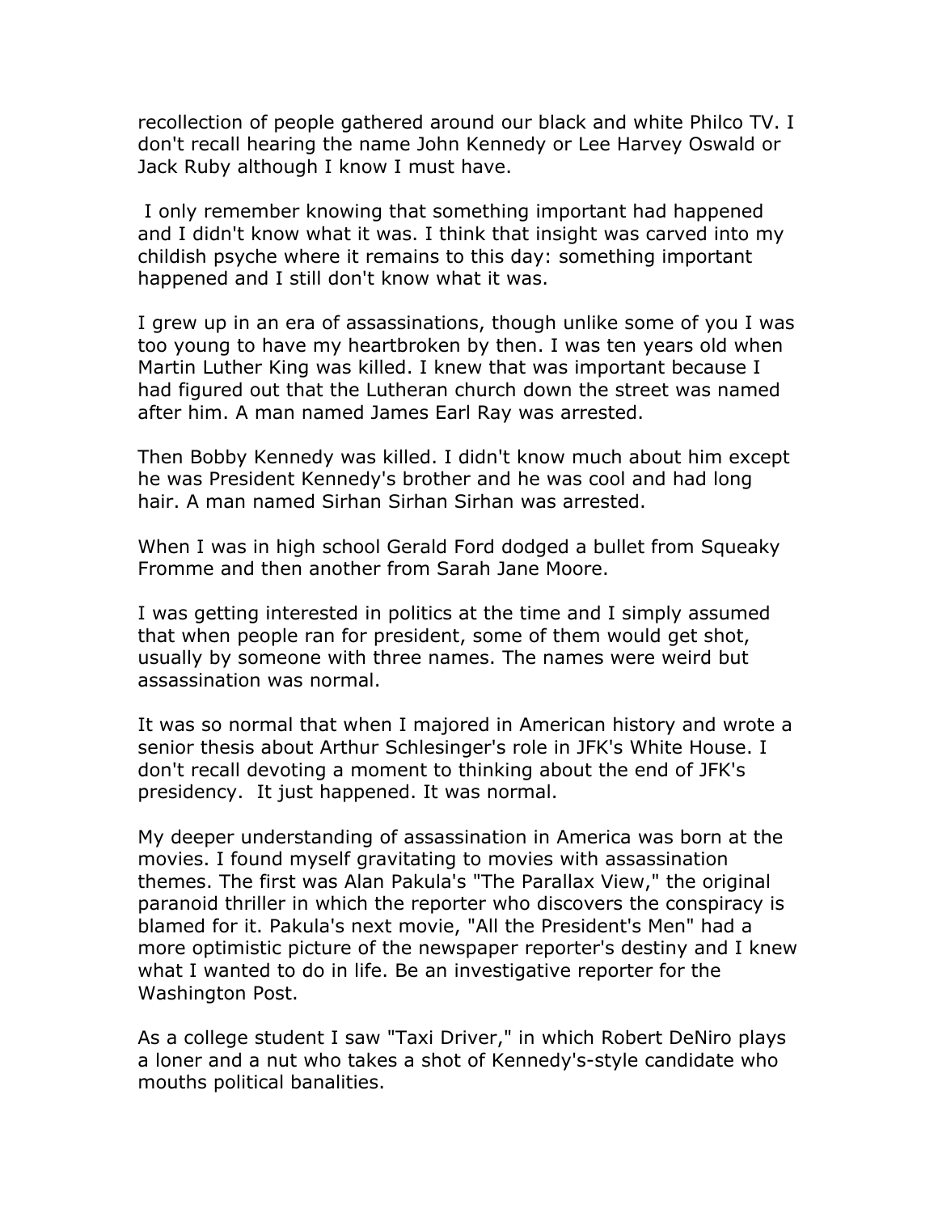recollection of people gathered around our black and white Philco TV. I don't recall hearing the name John Kennedy or Lee Harvey Oswald or Jack Ruby although I know I must have.

I only remember knowing that something important had happened and I didn't know what it was. I think that insight was carved into my childish psyche where it remains to this day: something important happened and I still don't know what it was.

I grew up in an era of assassinations, though unlike some of you I was too young to have my heartbroken by then. I was ten years old when Martin Luther King was killed. I knew that was important because I had figured out that the Lutheran church down the street was named after him. A man named James Earl Ray was arrested.

Then Bobby Kennedy was killed. I didn't know much about him except he was President Kennedy's brother and he was cool and had long hair. A man named Sirhan Sirhan Sirhan was arrested.

When I was in high school Gerald Ford dodged a bullet from Squeaky Fromme and then another from Sarah Jane Moore.

I was getting interested in politics at the time and I simply assumed that when people ran for president, some of them would get shot, usually by someone with three names. The names were weird but assassination was normal.

It was so normal that when I majored in American history and wrote a senior thesis about Arthur Schlesinger's role in JFK's White House. I don't recall devoting a moment to thinking about the end of JFK's presidency. It just happened. It was normal.

My deeper understanding of assassination in America was born at the movies. I found myself gravitating to movies with assassination themes. The first was Alan Pakula's "The Parallax View," the original paranoid thriller in which the reporter who discovers the conspiracy is blamed for it. Pakula's next movie, "All the President's Men" had a more optimistic picture of the newspaper reporter's destiny and I knew what I wanted to do in life. Be an investigative reporter for the Washington Post.

As a college student I saw "Taxi Driver," in which Robert DeNiro plays a loner and a nut who takes a shot of Kennedy's-style candidate who mouths political banalities.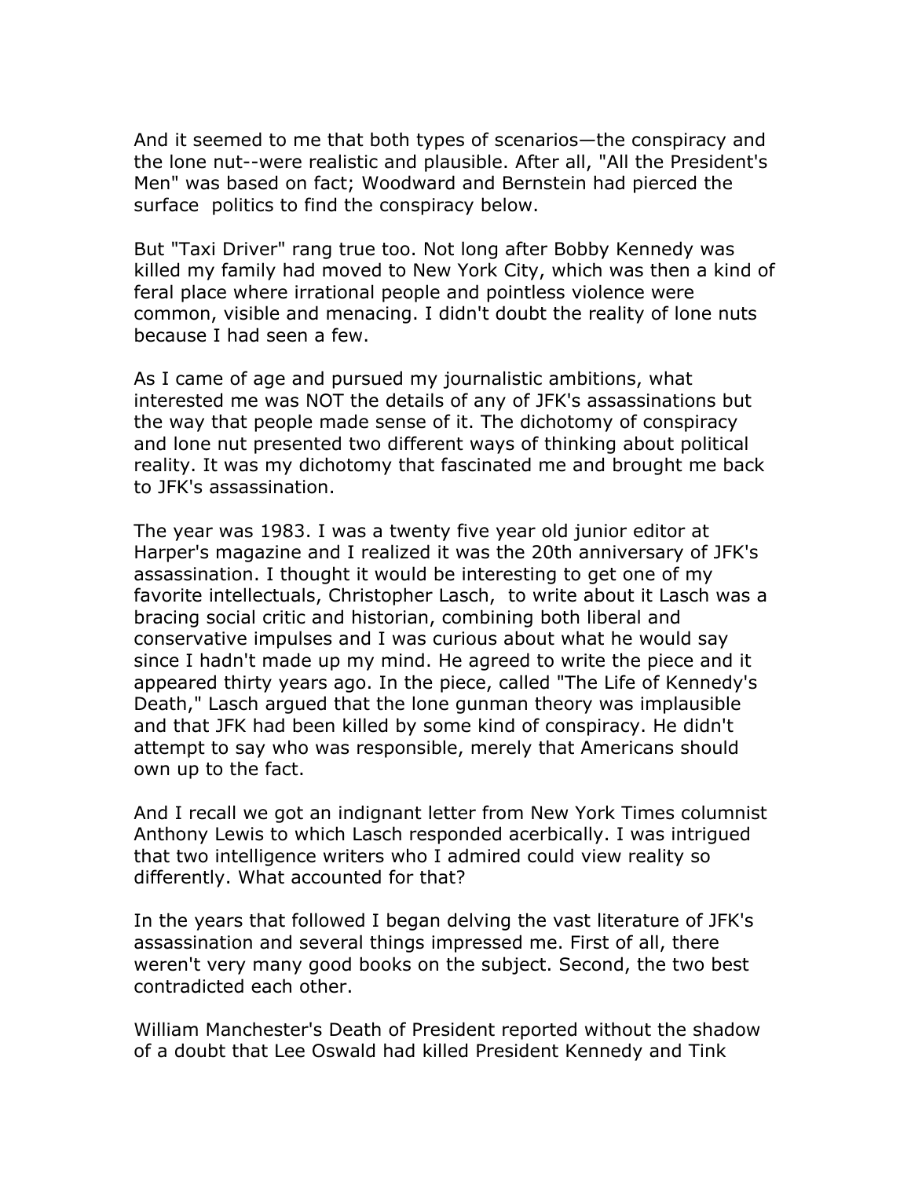And it seemed to me that both types of scenarios—the conspiracy and the lone nut--were realistic and plausible. After all, "All the President's Men" was based on fact; Woodward and Bernstein had pierced the surface politics to find the conspiracy below.

But "Taxi Driver" rang true too. Not long after Bobby Kennedy was killed my family had moved to New York City, which was then a kind of feral place where irrational people and pointless violence were common, visible and menacing. I didn't doubt the reality of lone nuts because I had seen a few.

As I came of age and pursued my journalistic ambitions, what interested me was NOT the details of any of JFK's assassinations but the way that people made sense of it. The dichotomy of conspiracy and lone nut presented two different ways of thinking about political reality. It was my dichotomy that fascinated me and brought me back to JFK's assassination.

The year was 1983. I was a twenty five year old junior editor at Harper's magazine and I realized it was the 20th anniversary of JFK's assassination. I thought it would be interesting to get one of my favorite intellectuals, Christopher Lasch, to write about it Lasch was a bracing social critic and historian, combining both liberal and conservative impulses and I was curious about what he would say since I hadn't made up my mind. He agreed to write the piece and it appeared thirty years ago. In the piece, called "The Life of Kennedy's Death," Lasch argued that the lone gunman theory was implausible and that JFK had been killed by some kind of conspiracy. He didn't attempt to say who was responsible, merely that Americans should own up to the fact.

And I recall we got an indignant letter from New York Times columnist Anthony Lewis to which Lasch responded acerbically. I was intrigued that two intelligence writers who I admired could view reality so differently. What accounted for that?

In the years that followed I began delving the vast literature of JFK's assassination and several things impressed me. First of all, there weren't very many good books on the subject. Second, the two best contradicted each other.

William Manchester's Death of President reported without the shadow of a doubt that Lee Oswald had killed President Kennedy and Tink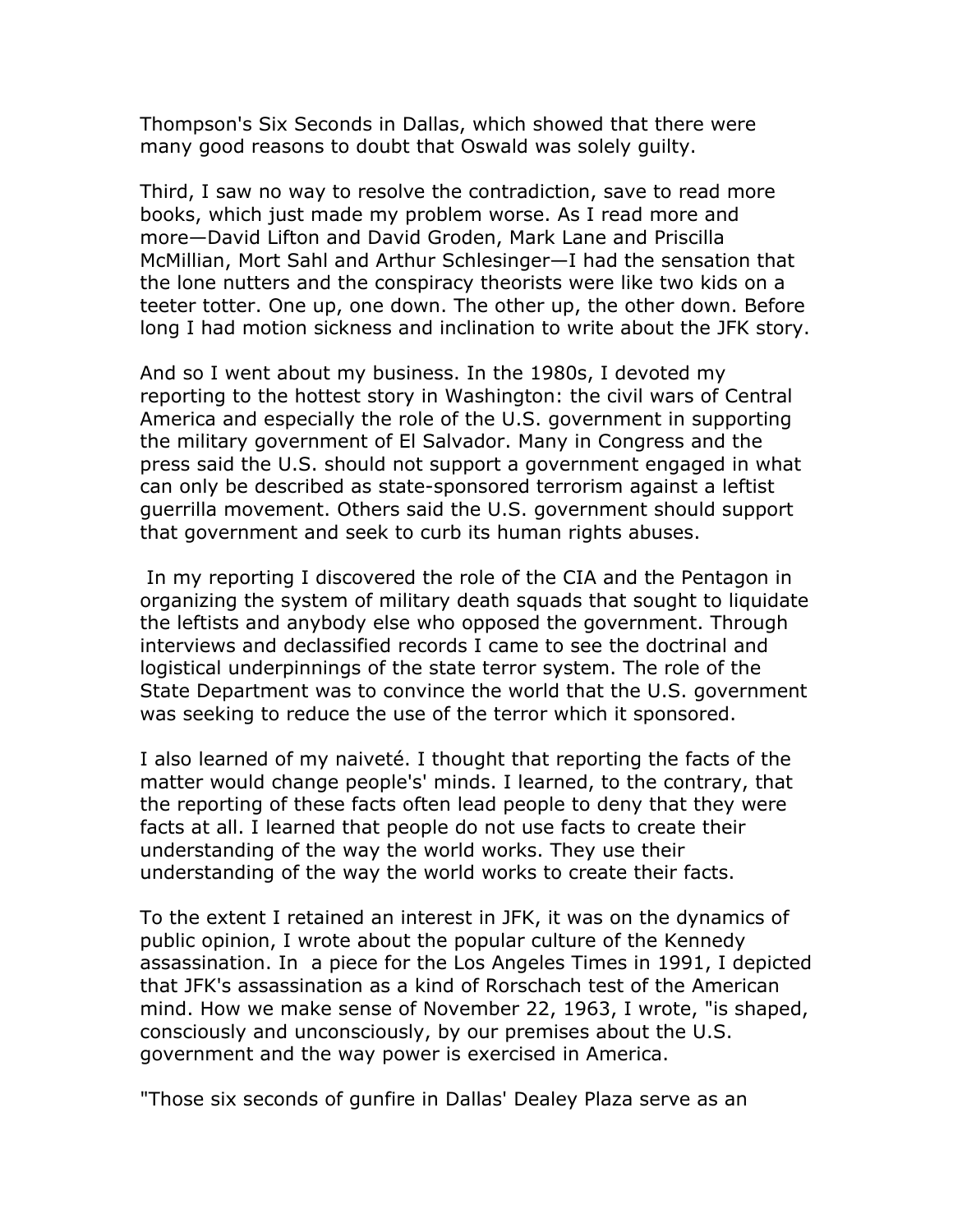Thompson's Six Seconds in Dallas, which showed that there were many good reasons to doubt that Oswald was solely guilty.

Third, I saw no way to resolve the contradiction, save to read more books, which just made my problem worse. As I read more and more—David Lifton and David Groden, Mark Lane and Priscilla McMillian, Mort Sahl and Arthur Schlesinger—I had the sensation that the lone nutters and the conspiracy theorists were like two kids on a teeter totter. One up, one down. The other up, the other down. Before long I had motion sickness and inclination to write about the JFK story.

And so I went about my business. In the 1980s, I devoted my reporting to the hottest story in Washington: the civil wars of Central America and especially the role of the U.S. government in supporting the military government of El Salvador. Many in Congress and the press said the U.S. should not support a government engaged in what can only be described as state-sponsored terrorism against a leftist guerrilla movement. Others said the U.S. government should support that government and seek to curb its human rights abuses.

In my reporting I discovered the role of the CIA and the Pentagon in organizing the system of military death squads that sought to liquidate the leftists and anybody else who opposed the government. Through interviews and declassified records I came to see the doctrinal and logistical underpinnings of the state terror system. The role of the State Department was to convince the world that the U.S. government was seeking to reduce the use of the terror which it sponsored.

I also learned of my naiveté. I thought that reporting the facts of the matter would change people's' minds. I learned, to the contrary, that the reporting of these facts often lead people to deny that they were facts at all. I learned that people do not use facts to create their understanding of the way the world works. They use their understanding of the way the world works to create their facts.

To the extent I retained an interest in JFK, it was on the dynamics of public opinion, I wrote about the popular culture of the Kennedy assassination. In a piece for the Los Angeles Times in 1991, I depicted that JFK's assassination as a kind of Rorschach test of the American mind. How we make sense of November 22, 1963, I wrote, "is shaped, consciously and unconsciously, by our premises about the U.S. government and the way power is exercised in America.

"Those six seconds of gunfire in Dallas' Dealey Plaza serve as an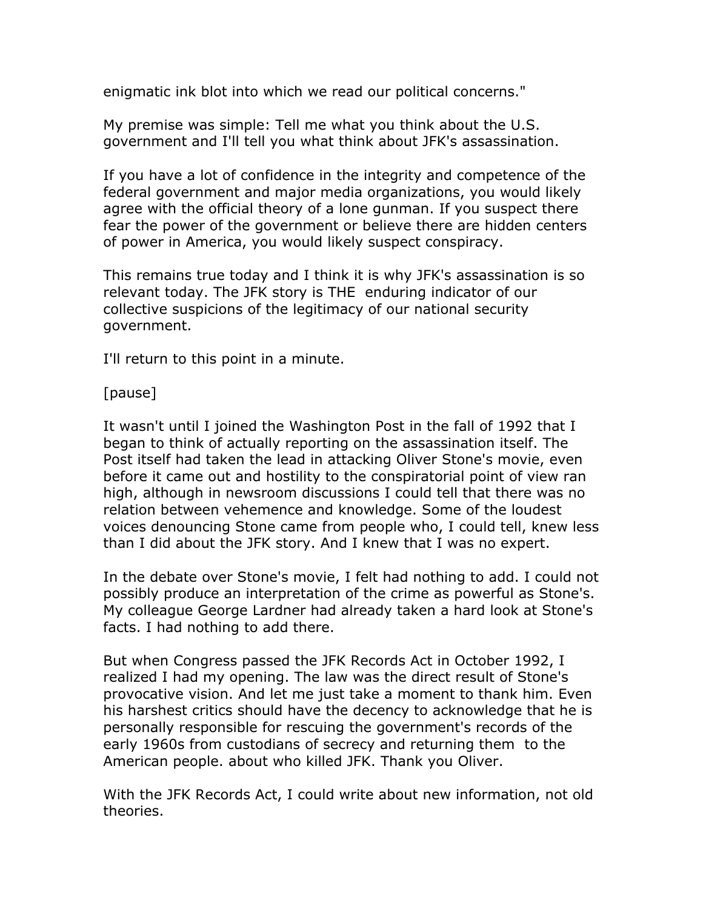enigmatic ink blot into which we read our political concerns."

My premise was simple: Tell me what you think about the U.S. government and I'll tell you what think about JFK's assassination.

If you have a lot of confidence in the integrity and competence of the federal government and major media organizations, you would likely agree with the official theory of a lone gunman. If you suspect there fear the power of the government or believe there are hidden centers of power in America, you would likely suspect conspiracy.

This remains true today and I think it is why JFK's assassination is so relevant today. The JFK story is THE enduring indicator of our collective suspicions of the legitimacy of our national security government.

I'll return to this point in a minute.

[pause]

It wasn't until I joined the Washington Post in the fall of 1992 that I began to think of actually reporting on the assassination itself. The Post itself had taken the lead in attacking Oliver Stone's movie, even before it came out and hostility to the conspiratorial point of view ran high, although in newsroom discussions I could tell that there was no relation between vehemence and knowledge. Some of the loudest voices denouncing Stone came from people who, I could tell, knew less than I did about the JFK story. And I knew that I was no expert.

In the debate over Stone's movie, I felt had nothing to add. I could not possibly produce an interpretation of the crime as powerful as Stone's. My colleague George Lardner had already taken a hard look at Stone's facts. I had nothing to add there.

But when Congress passed the JFK Records Act in October 1992, I realized I had my opening. The law was the direct result of Stone's provocative vision. And let me just take a moment to thank him. Even his harshest critics should have the decency to acknowledge that he is personally responsible for rescuing the government's records of the early 1960s from custodians of secrecy and returning them to the American people. about who killed JFK. Thank you Oliver.

With the JFK Records Act, I could write about new information, not old theories.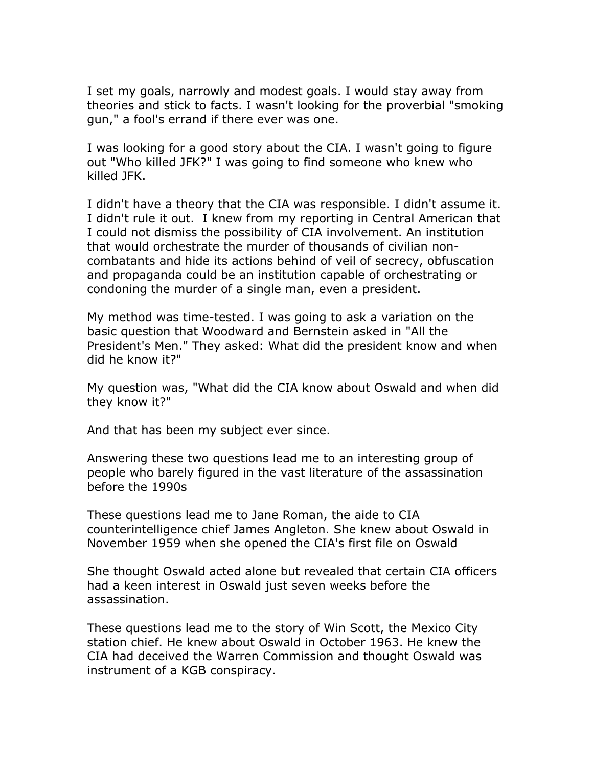I set my goals, narrowly and modest goals. I would stay away from theories and stick to facts. I wasn't looking for the proverbial "smoking gun," a fool's errand if there ever was one.

I was looking for a good story about the CIA. I wasn't going to figure out "Who killed JFK?" I was going to find someone who knew who killed JFK.

I didn't have a theory that the CIA was responsible. I didn't assume it. I didn't rule it out. I knew from my reporting in Central American that I could not dismiss the possibility of CIA involvement. An institution that would orchestrate the murder of thousands of civilian non-combatants and hide its actions behind of veil of secrecy, obfuscation and propaganda could be an institution capable of orchestrating or condoning the murder of a single man, even a president.

My method was time-tested. I was going to ask a variation on the basic question that Woodward and Bernstein asked in "All the President's Men." They asked: What did the president know and when did he know it?"

My question was, "What did the CIA know about Oswald and when did they know it?"

And that has been my subject ever since.

Answering these two questions lead me to an interesting group of people who barely figured in the vast literature of the assassination before the 1990s

These questions lead me to Jane Roman, the aide to CIA counterintelligence chief James Angleton. She knew about Oswald in November 1959 when she opened the CIA's first file on Oswald

She thought Oswald acted alone but revealed that certain CIA officers had a keen interest in Oswald just seven weeks before the assassination.

These questions lead me to the story of Win Scott, the Mexico City station chief. He knew about Oswald in October 1963. He knew the CIA had deceived the Warren Commission and thought Oswald was instrument of a KGB conspiracy.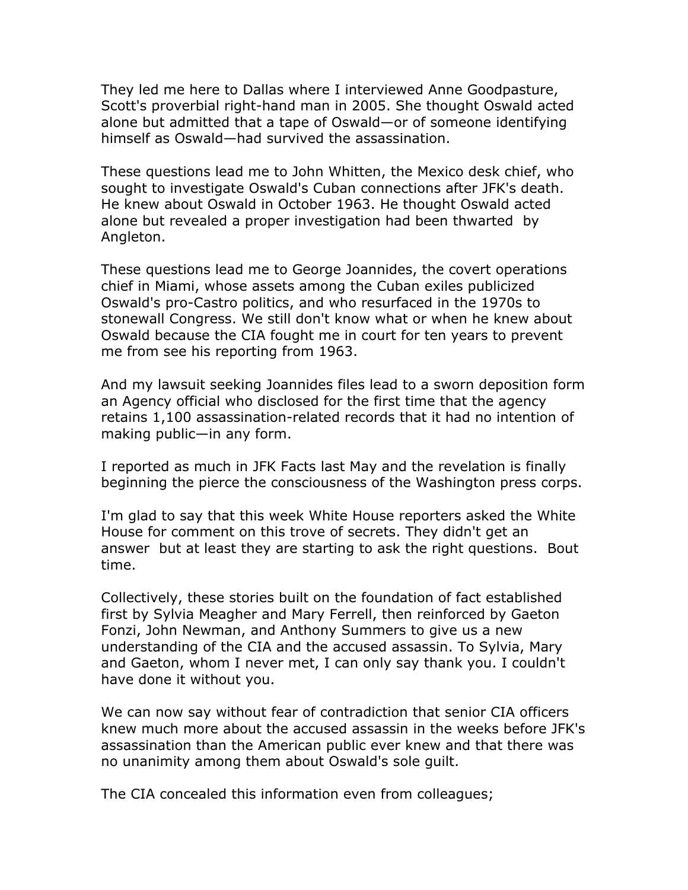They led me here to Dallas where I interviewed Anne Goodpasture, Scott's proverbial right-hand man in 2005. She thought Oswald acted alone but admitted that a tape of Oswald—or of someone identifying himself as Oswald—had survived the assassination.

These questions lead me to John Whitten, the Mexico desk chief, who sought to investigate Oswald's Cuban connections after JFK's death. He knew about Oswald in October 1963. He thought Oswald acted alone but revealed a proper investigation had been thwarted by Angleton.

These questions lead me to George Joannides, the covert operations chief in Miami, whose assets among the Cuban exiles publicized Oswald's pro-Castro politics, and who resurfaced in the 1970s to stonewall Congress. We still don't know what or when he knew about Oswald because the CIA fought me in court for ten years to prevent me from see his reporting from 1963.

And my lawsuit seeking Joannides files lead to a sworn deposition form an Agency official who disclosed for the first time that the agency retains 1,100 assassination-related records that it had no intention of making public—in any form.

I reported as much in JFK Facts last May and the revelation is finally beginning the pierce the consciousness of the Washington press corps.

I'm glad to say that this week White House reporters asked the White House for comment on this trove of secrets. They didn't get an answer but at least they are starting to ask the right questions. Bout time.

Collectively, these stories built on the foundation of fact established first by Sylvia Meagher and Mary Ferrell, then reinforced by Gaeton Fonzi, John Newman, and Anthony Summers to give us a new understanding of the CIA and the accused assassin. To Sylvia, Mary and Gaeton, whom I never met, I can only say thank you. I couldn't have done it without you.

We can now say without fear of contradiction that senior CIA officers knew much more about the accused assassin in the weeks before JFK's assassination than the American public ever knew and that there was no unanimity among them about Oswald's sole guilt.

The CIA concealed this information even from colleagues;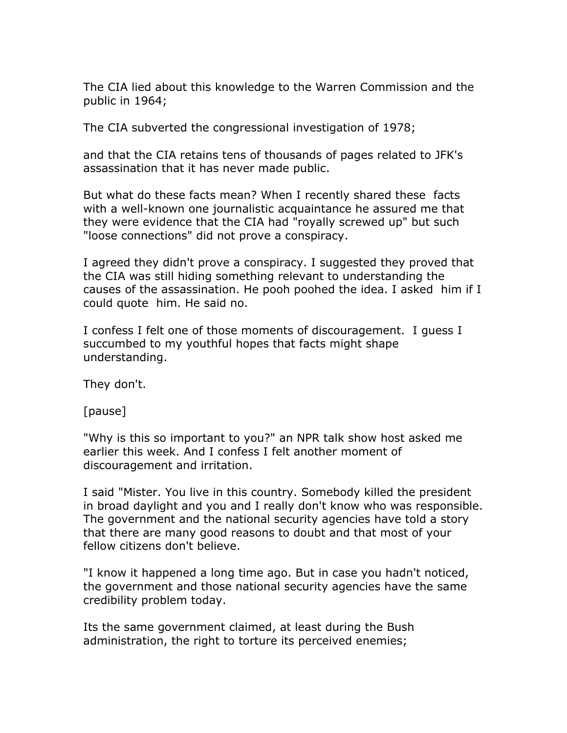The CIA lied about this knowledge to the Warren Commission and the public in 1964;

The CIA subverted the congressional investigation of 1978;

and that the CIA retains tens of thousands of pages related to JFK's assassination that it has never made public.

But what do these facts mean? When I recently shared these facts with a well-known one journalistic acquaintance he assured me that they were evidence that the CIA had "royally screwed up" but such "loose connections" did not prove a conspiracy.

I agreed they didn't prove a conspiracy. I suggested they proved that the CIA was still hiding something relevant to understanding the causes of the assassination. He pooh poohed the idea. I asked him if I could quote him. He said no.

I confess I felt one of those moments of discouragement. I guess I succumbed to my youthful hopes that facts might shape understanding.

They don't.

[pause]

"Why is this so important to you?" an NPR talk show host asked me earlier this week. And I confess I felt another moment of discouragement and irritation.

I said "Mister. You live in this country. Somebody killed the president in broad daylight and you and I really don't know who was responsible. The government and the national security agencies have told a story that there are many good reasons to doubt and that most of your fellow citizens don't believe.

"I know it happened a long time ago. But in case you hadn't noticed, the government and those national security agencies have the same credibility problem today.

Its the same government claimed, at least during the Bush administration, the right to torture its perceived enemies;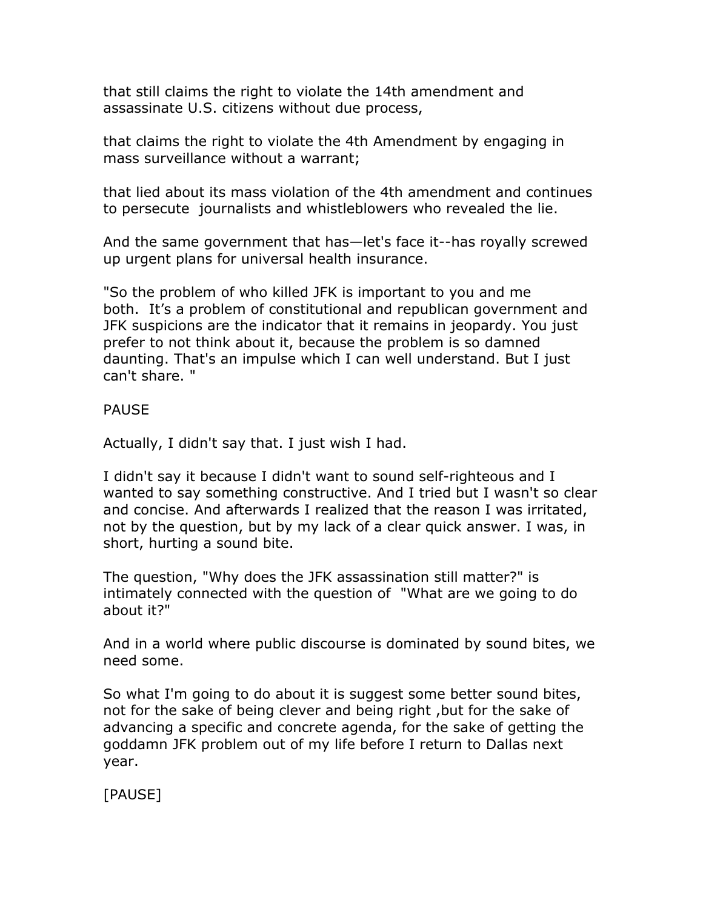that still claims the right to violate the 14th amendment and assassinate U.S. citizens without due process,

that claims the right to violate the 4th Amendment by engaging in mass surveillance without a warrant;

that lied about its mass violation of the 4th amendment and continues to persecute journalists and whistleblowers who revealed the lie.

And the same government that has—let's face it--has royally screwed up urgent plans for universal health insurance.

"So the problem of who killed JFK is important to you and me both. It's a problem of constitutional and republican government and JFK suspicions are the indicator that it remains in jeopardy. You just prefer to not think about it, because the problem is so damned daunting. That's an impulse which I can well understand. But I just can't share. "

PAUSE

Actually, I didn't say that. I just wish I had.

I didn't say it because I didn't want to sound self-righteous and I wanted to say something constructive. And I tried but I wasn't so clear and concise. And afterwards I realized that the reason I was irritated, not by the question, but by my lack of a clear quick answer. I was, in short, hurting a sound bite.

The question, "Why does the JFK assassination still matter?" is intimately connected with the question of "What are we going to do about it?"

And in a world where public discourse is dominated by sound bites, we need some.

So what I'm going to do about it is suggest some better sound bites, not for the sake of being clever and being right ,but for the sake of advancing a specific and concrete agenda, for the sake of getting the goddamn JFK problem out of my life before I return to Dallas next year.

[PAUSE]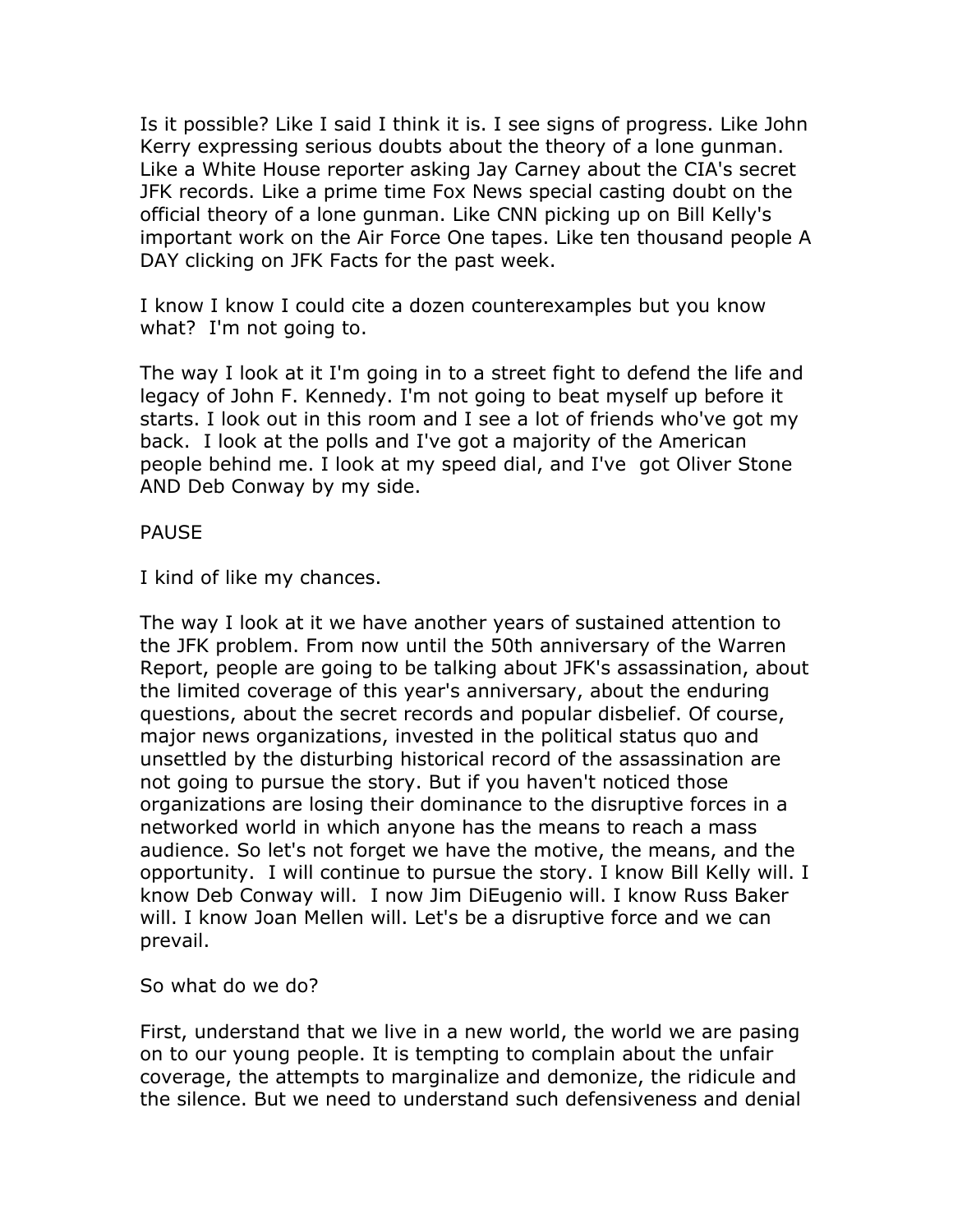Is it possible? Like I said I think it is. I see signs of progress. Like John Kerry expressing serious doubts about the theory of a lone gunman. Like a White House reporter asking Jay Carney about the CIA's secret JFK records. Like a prime time Fox News special casting doubt on the official theory of a lone gunman. Like CNN picking up on Bill Kelly's important work on the Air Force One tapes. Like ten thousand people A DAY clicking on JFK Facts for the past week.

I know I know I could cite a dozen counterexamples but you know what?  I'm not going to.

The way I look at it I'm going in to a street fight to defend the life and legacy of John F. Kennedy. I'm not going to beat myself up before it starts. I look out in this room and I see a lot of friends who've got my back.  I look at the polls and I've got a majority of the American people behind me. I look at my speed dial, and I've  got Oliver Stone AND Deb Conway by my side.

PAUSE

I kind of like my chances.

The way I look at it we have another years of sustained attention to the JFK problem. From now until the 50th anniversary of the Warren Report, people are going to be talking about JFK's assassination, about the limited coverage of this year's anniversary, about the enduring questions, about the secret records and popular disbelief. Of course, major news organizations, invested in the political status quo and unsettled by the disturbing historical record of the assassination are not going to pursue the story. But if you haven't noticed those organizations are losing their dominance to the disruptive forces in a networked world in which anyone has the means to reach a mass audience. So let's not forget we have the motive, the means, and the opportunity.  I will continue to pursue the story. I know Bill Kelly will. I know Deb Conway will.  I now Jim DiEugenio will. I know Russ Baker will. I know Joan Mellen will. Let's be a disruptive force and we can prevail.

So what do we do?

First, understand that we live in a new world, the world we are pasing on to our young people. It is tempting to complain about the unfair coverage, the attempts to marginalize and demonize, the ridicule and the silence. But we need to understand such defensiveness and denial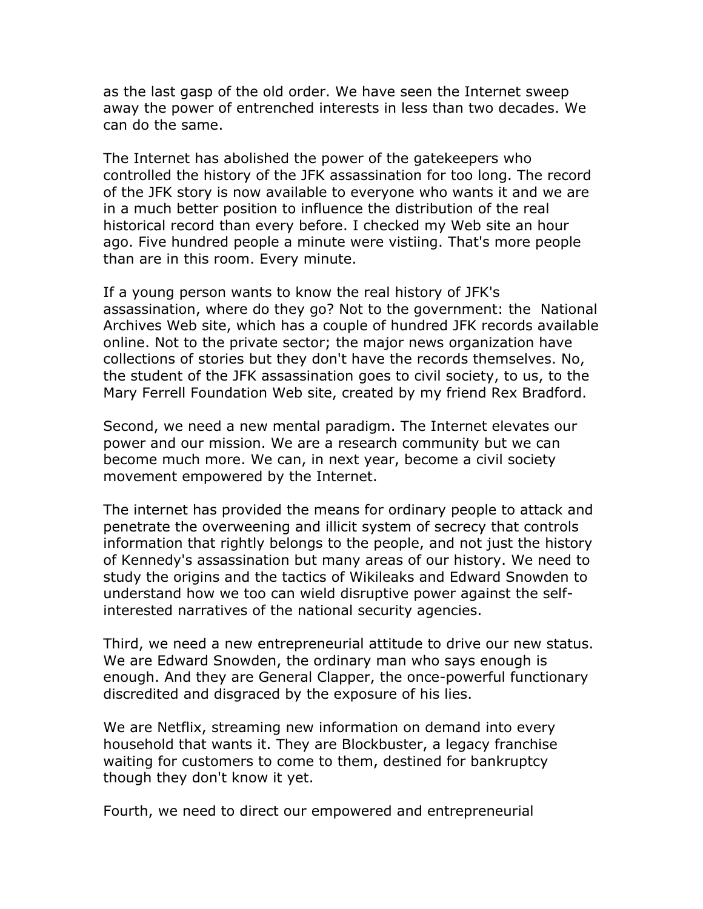as the last gasp of the old order. We have seen the Internet sweep away the power of entrenched interests in less than two decades. We can do the same.

The Internet has abolished the power of the gatekeepers who controlled the history of the JFK assassination for too long. The record of the JFK story is now available to everyone who wants it and we are in a much better position to influence the distribution of the real historical record than every before. I checked my Web site an hour ago. Five hundred people a minute were vistiing. That's more people than are in this room. Every minute.

If a young person wants to know the real history of JFK's assassination, where do they go? Not to the government: the National Archives Web site, which has a couple of hundred JFK records available online. Not to the private sector; the major news organization have collections of stories but they don't have the records themselves. No, the student of the JFK assassination goes to civil society, to us, to the Mary Ferrell Foundation Web site, created by my friend Rex Bradford.

Second, we need a new mental paradigm. The Internet elevates our power and our mission. We are a research community but we can become much more. We can, in next year, become a civil society movement empowered by the Internet.

The internet has provided the means for ordinary people to attack and penetrate the overweening and illicit system of secrecy that controls information that rightly belongs to the people, and not just the history of Kennedy's assassination but many areas of our history. We need to study the origins and the tactics of Wikileaks and Edward Snowden to understand how we too can wield disruptive power against the self-interested narratives of the national security agencies.

Third, we need a new entrepreneurial attitude to drive our new status. We are Edward Snowden, the ordinary man who says enough is enough. And they are General Clapper, the once-powerful functionary discredited and disgraced by the exposure of his lies.

We are Netflix, streaming new information on demand into every household that wants it. They are Blockbuster, a legacy franchise waiting for customers to come to them, destined for bankruptcy though they don't know it yet.

Fourth, we need to direct our empowered and entrepreneurial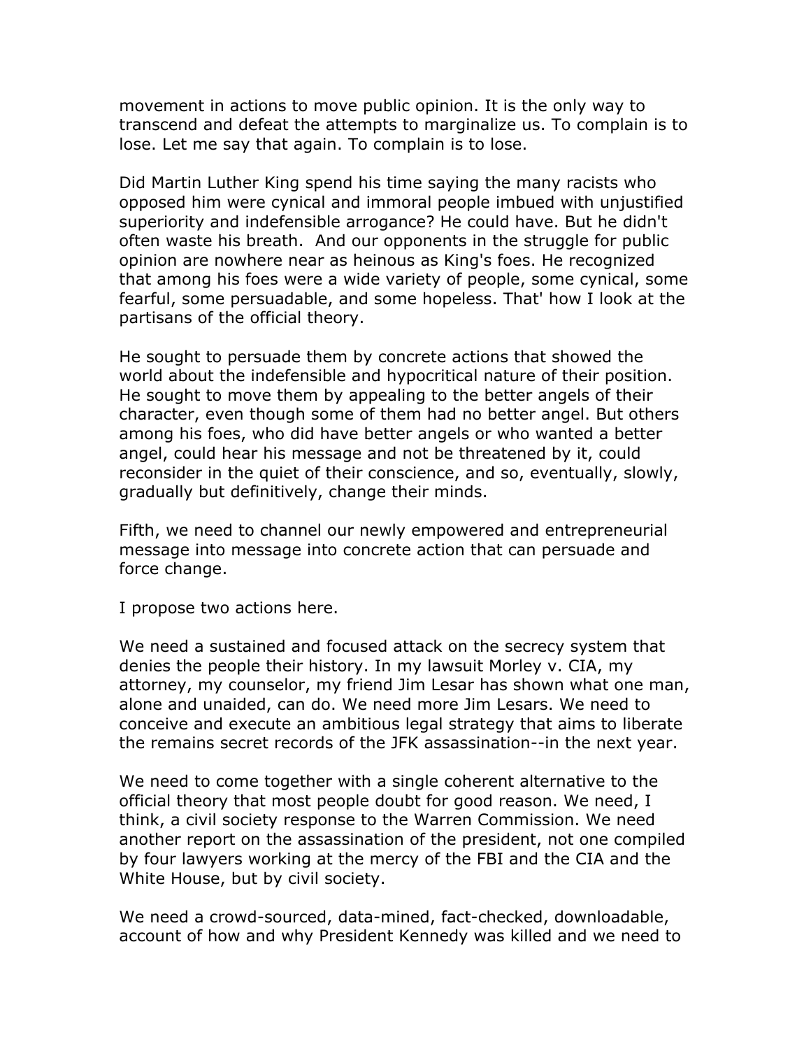movement in actions to move public opinion. It is the only way to transcend and defeat the attempts to marginalize us. To complain is to lose. Let me say that again. To complain is to lose.

Did Martin Luther King spend his time saying the many racists who opposed him were cynical and immoral people imbued with unjustified superiority and indefensible arrogance? He could have. But he didn't often waste his breath. And our opponents in the struggle for public opinion are nowhere near as heinous as King's foes. He recognized that among his foes were a wide variety of people, some cynical, some fearful, some persuadable, and some hopeless. That' how I look at the partisans of the official theory.

He sought to persuade them by concrete actions that showed the world about the indefensible and hypocritical nature of their position. He sought to move them by appealing to the better angels of their character, even though some of them had no better angel. But others among his foes, who did have better angels or who wanted a better angel, could hear his message and not be threatened by it, could reconsider in the quiet of their conscience, and so, eventually, slowly, gradually but definitively, change their minds.

Fifth, we need to channel our newly empowered and entrepreneurial message into message into concrete action that can persuade and force change.

I propose two actions here.

We need a sustained and focused attack on the secrecy system that denies the people their history. In my lawsuit Morley v. CIA, my attorney, my counselor, my friend Jim Lesar has shown what one man, alone and unaided, can do. We need more Jim Lesars. We need to conceive and execute an ambitious legal strategy that aims to liberate the remains secret records of the JFK assassination--in the next year.

We need to come together with a single coherent alternative to the official theory that most people doubt for good reason. We need, I think, a civil society response to the Warren Commission. We need another report on the assassination of the president, not one compiled by four lawyers working at the mercy of the FBI and the CIA and the White House, but by civil society.

We need a crowd-sourced, data-mined, fact-checked, downloadable, account of how and why President Kennedy was killed and we need to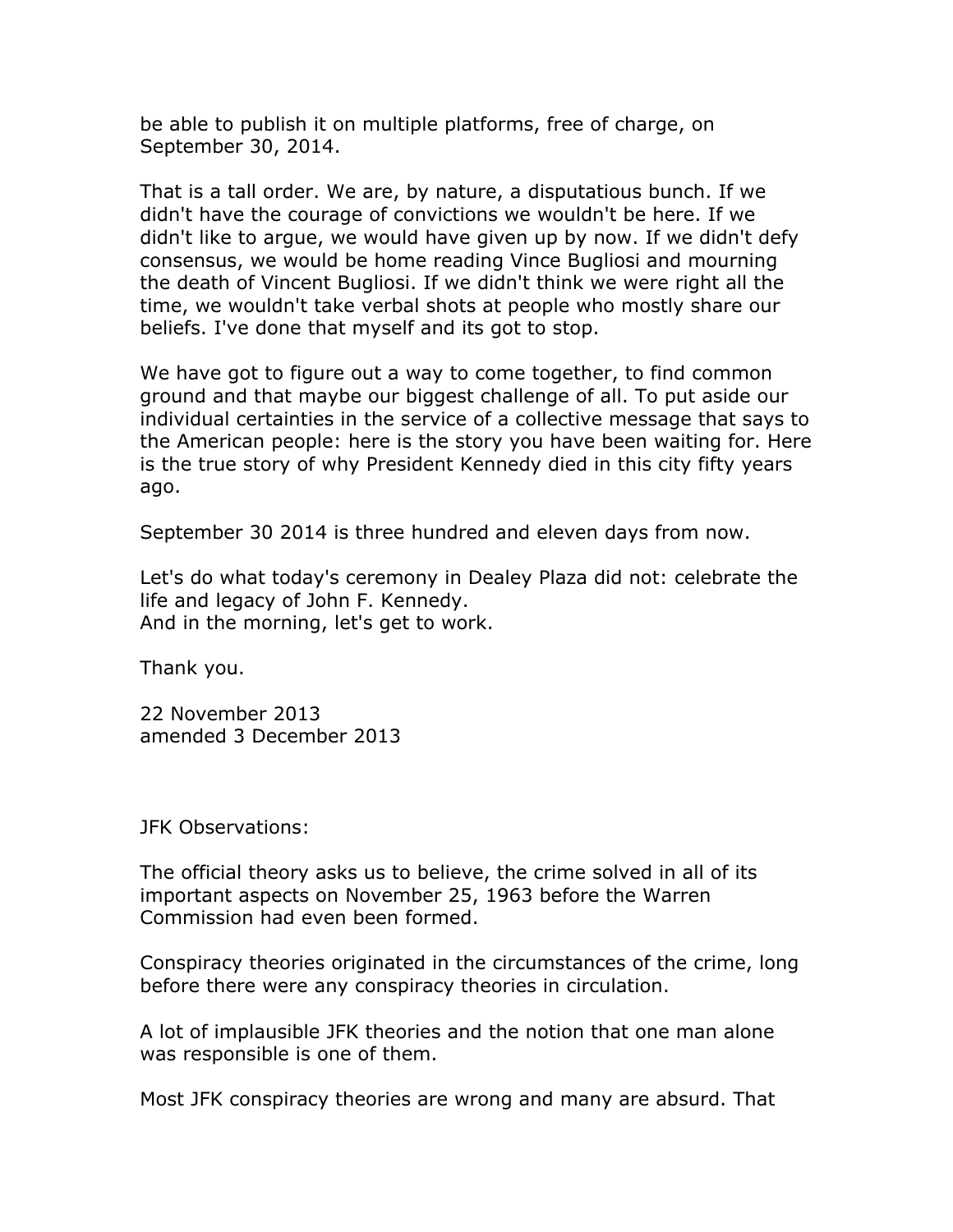be able to publish it on multiple platforms, free of charge, on September 30, 2014.

That is a tall order. We are, by nature, a disputatious bunch. If we didn't have the courage of convictions we wouldn't be here. If we didn't like to argue, we would have given up by now. If we didn't defy consensus, we would be home reading Vince Bugliosi and mourning the death of Vincent Bugliosi. If we didn't think we were right all the time, we wouldn't take verbal shots at people who mostly share our beliefs. I've done that myself and its got to stop.

We have got to figure out a way to come together, to find common ground and that maybe our biggest challenge of all. To put aside our individual certainties in the service of a collective message that says to the American people: here is the story you have been waiting for. Here is the true story of why President Kennedy died in this city fifty years ago.

September 30 2014 is three hundred and eleven days from now.

Let's do what today's ceremony in Dealey Plaza did not: celebrate the life and legacy of John F. Kennedy.
And in the morning, let's get to work.

Thank you.

22 November 2013
amended 3 December 2013

JFK Observations:

The official theory asks us to believe, the crime solved in all of its important aspects on November 25, 1963 before the Warren Commission had even been formed.

Conspiracy theories originated in the circumstances of the crime, long before there were any conspiracy theories in circulation.

A lot of implausible JFK theories and the notion that one man alone was responsible is one of them.

Most JFK conspiracy theories are wrong and many are absurd. That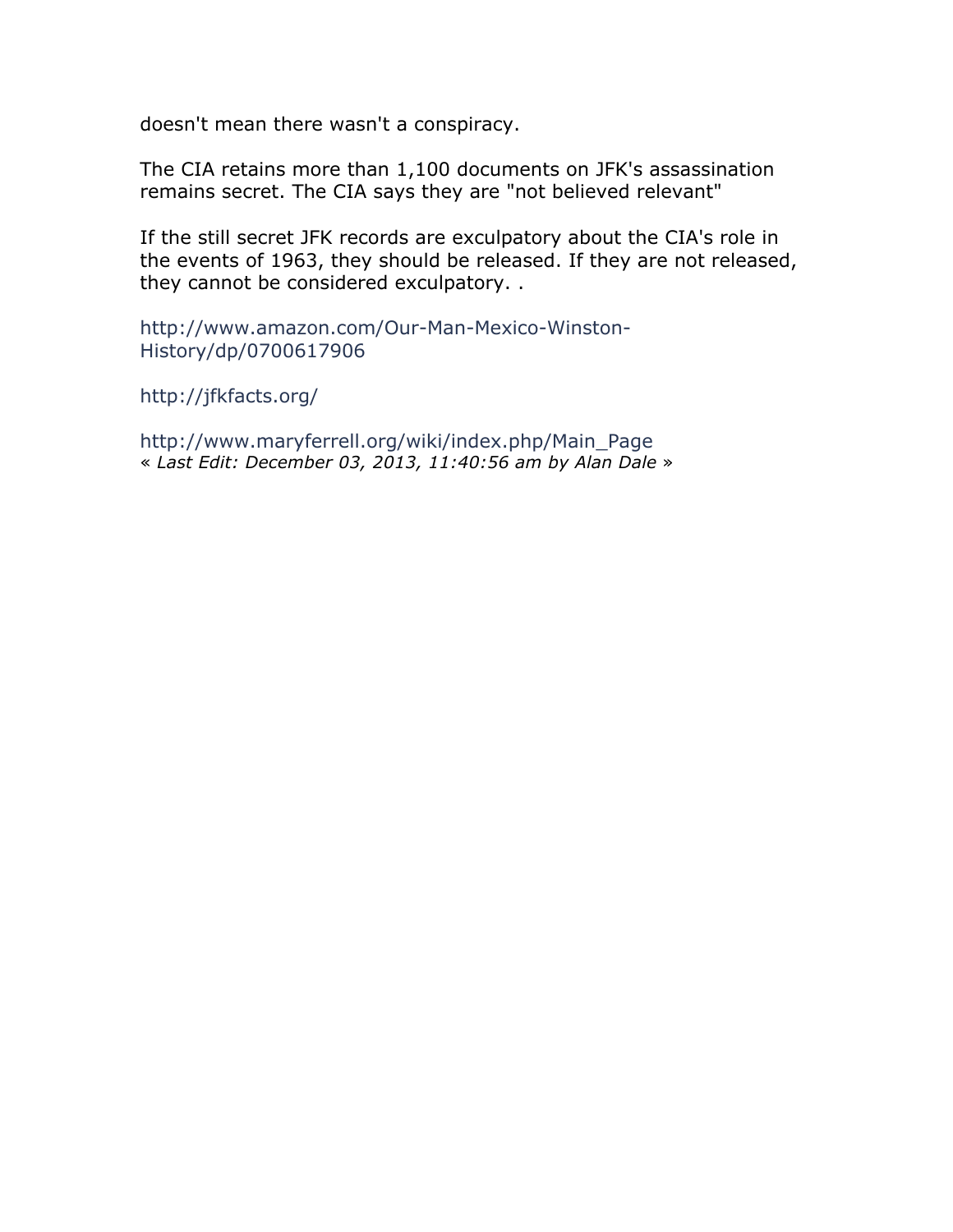doesn't mean there wasn't a conspiracy.

The CIA retains more than 1,100 documents on JFK's assassination remains secret. The CIA says they are "not believed relevant"

If the still secret JFK records are exculpatory about the CIA's role in the events of 1963, they should be released. If they are not released, they cannot be considered exculpatory. .

http://www.amazon.com/Our-Man-Mexico-Winston-History/dp/0700617906

http://jfkfacts.org/

http://www.maryferrell.org/wiki/index.php/Main_Page
« *Last Edit: December 03, 2013, 11:40:56 am by Alan Dale* »